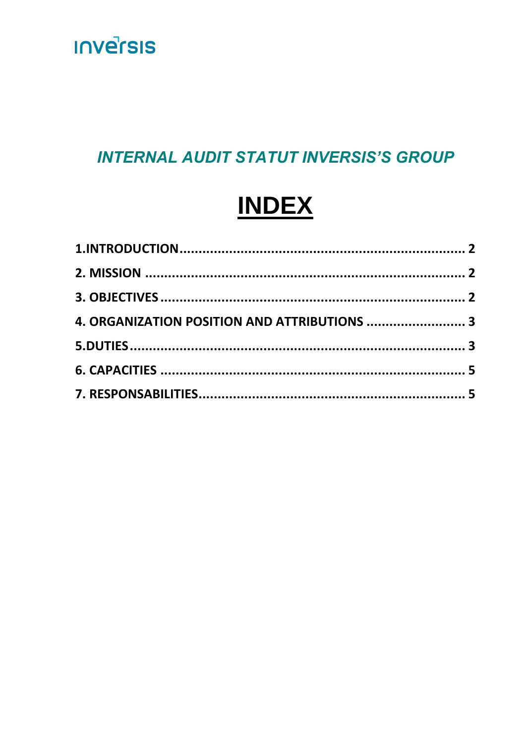inversis

## *INTERNAL AUDIT STATUT INVERSIS'S GROUP*

# INDEX

**1.INTRODUCTION........................................................................ 2**

**2. MISSION ................................................................................ 2**

**3. OBJECTIVES ........................................................................... 2**

**4. ORGANIZATION POSITION AND ATTRIBUTIONS ........................ 3**

**5.DUTIES..................................................................................... 3**

**6. CAPACITIES ............................................................................ 5**

**7. RESPONSABILITIES................................................................... 5**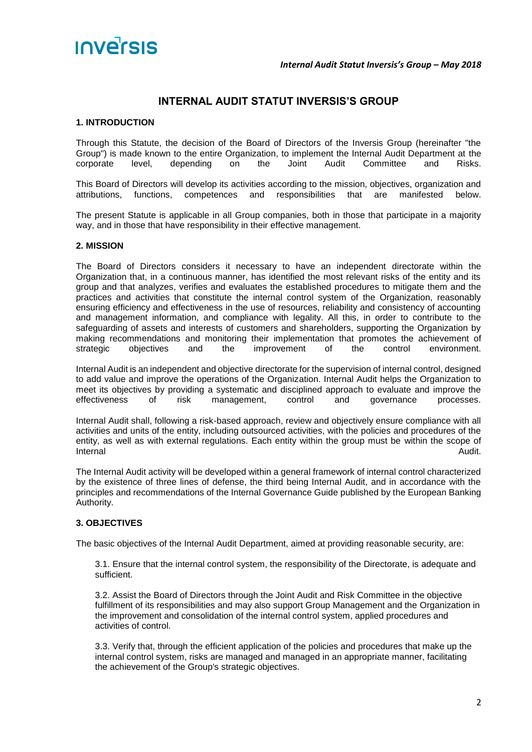# INTERNAL AUDIT STATUT INVERSIS'S GROUP

## 1. INTRODUCTION

Through this Statute, the decision of the Board of Directors of the Inversis Group (hereinafter "the Group") is made known to the entire Organization, to implement the Internal Audit Department at the corporate level, depending on the Joint Audit Committee and Risks.

This Board of Directors will develop its activities according to the mission, objectives, organization and attributions, functions, competences and responsibilities that are manifested below.

The present Statute is applicable in all Group companies, both in those that participate in a majority way, and in those that have responsibility in their effective management.

## 2. MISSION

The Board of Directors considers it necessary to have an independent directorate within the Organization that, in a continuous manner, has identified the most relevant risks of the entity and its group and that analyzes, verifies and evaluates the established procedures to mitigate them and the practices and activities that constitute the internal control system of the Organization, reasonably ensuring efficiency and effectiveness in the use of resources, reliability and consistency of accounting and management information, and compliance with legality. All this, in order to contribute to the safeguarding of assets and interests of customers and shareholders, supporting the Organization by making recommendations and monitoring their implementation that promotes the achievement of strategic objectives and the improvement of the control environment.

Internal Audit is an independent and objective directorate for the supervision of internal control, designed to add value and improve the operations of the Organization. Internal Audit helps the Organization to meet its objectives by providing a systematic and disciplined approach to evaluate and improve the effectiveness of risk management, control and governance processes.

Internal Audit shall, following a risk-based approach, review and objectively ensure compliance with all activities and units of the entity, including outsourced activities, with the policies and procedures of the entity, as well as with external regulations. Each entity within the group must be within the scope of Internal Audit.

The Internal Audit activity will be developed within a general framework of internal control characterized by the existence of three lines of defense, the third being Internal Audit, and in accordance with the principles and recommendations of the Internal Governance Guide published by the European Banking Authority.

## 3. OBJECTIVES

The basic objectives of the Internal Audit Department, aimed at providing reasonable security, are:

3.1. Ensure that the internal control system, the responsibility of the Directorate, is adequate and sufficient.

3.2. Assist the Board of Directors through the Joint Audit and Risk Committee in the objective fulfillment of its responsibilities and may also support Group Management and the Organization in the improvement and consolidation of the internal control system, applied procedures and activities of control.

3.3. Verify that, through the efficient application of the policies and procedures that make up the internal control system, risks are managed and managed in an appropriate manner, facilitating the achievement of the Group's strategic objectives.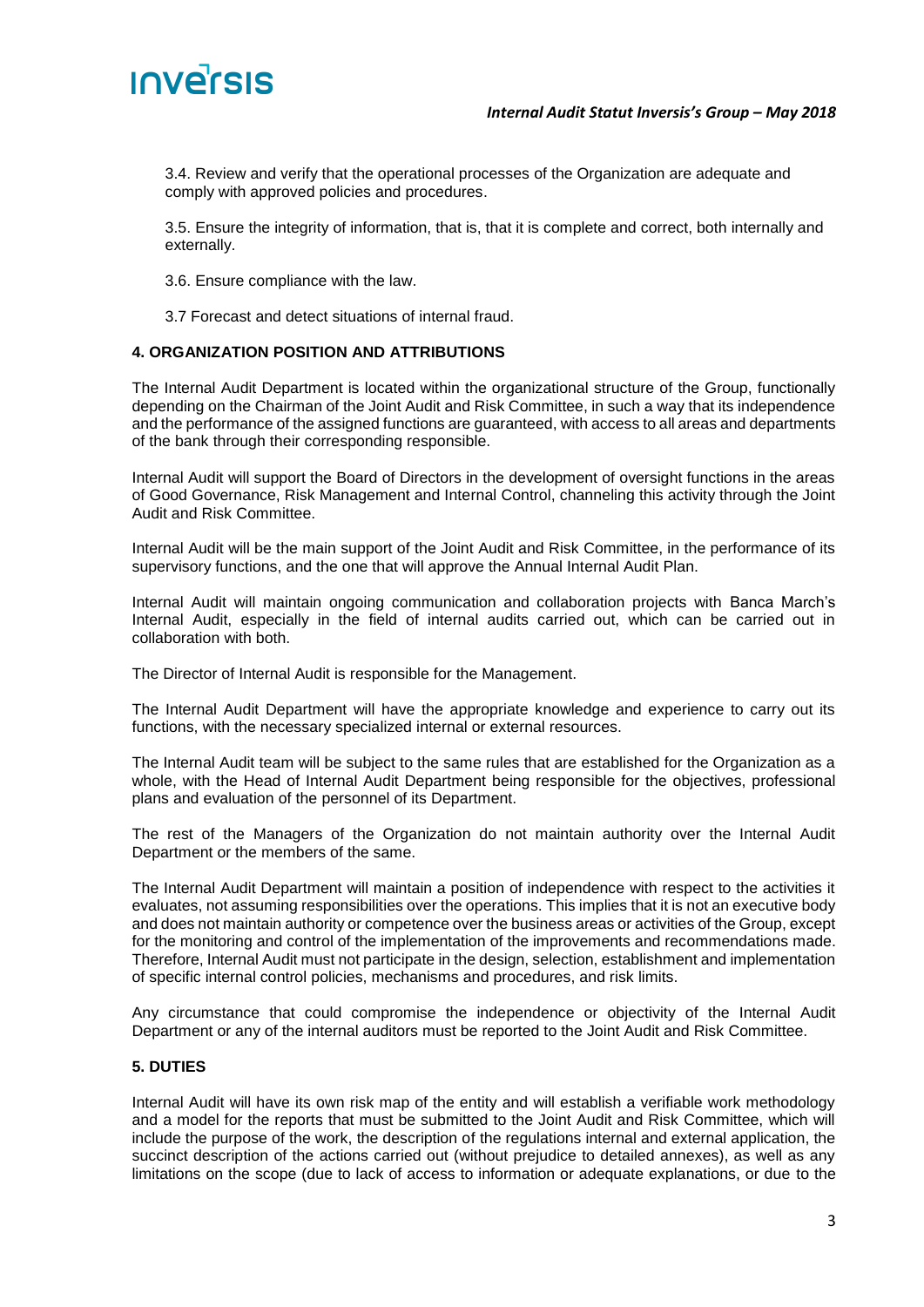3.4. Review and verify that the operational processes of the Organization are adequate and comply with approved policies and procedures.

3.5. Ensure the integrity of information, that is, that it is complete and correct, both internally and externally.

3.6. Ensure compliance with the law.

3.7 Forecast and detect situations of internal fraud.

## 4. ORGANIZATION POSITION AND ATTRIBUTIONS

The Internal Audit Department is located within the organizational structure of the Group, functionally depending on the Chairman of the Joint Audit and Risk Committee, in such a way that its independence and the performance of the assigned functions are guaranteed, with access to all areas and departments of the bank through their corresponding responsible.

Internal Audit will support the Board of Directors in the development of oversight functions in the areas of Good Governance, Risk Management and Internal Control, channeling this activity through the Joint Audit and Risk Committee.

Internal Audit will be the main support of the Joint Audit and Risk Committee, in the performance of its supervisory functions, and the one that will approve the Annual Internal Audit Plan.

Internal Audit will maintain ongoing communication and collaboration projects with Banca March's Internal Audit, especially in the field of internal audits carried out, which can be carried out in collaboration with both.

The Director of Internal Audit is responsible for the Management.

The Internal Audit Department will have the appropriate knowledge and experience to carry out its functions, with the necessary specialized internal or external resources.

The Internal Audit team will be subject to the same rules that are established for the Organization as a whole, with the Head of Internal Audit Department being responsible for the objectives, professional plans and evaluation of the personnel of its Department.

The rest of the Managers of the Organization do not maintain authority over the Internal Audit Department or the members of the same.

The Internal Audit Department will maintain a position of independence with respect to the activities it evaluates, not assuming responsibilities over the operations. This implies that it is not an executive body and does not maintain authority or competence over the business areas or activities of the Group, except for the monitoring and control of the implementation of the improvements and recommendations made. Therefore, Internal Audit must not participate in the design, selection, establishment and implementation of specific internal control policies, mechanisms and procedures, and risk limits.

Any circumstance that could compromise the independence or objectivity of the Internal Audit Department or any of the internal auditors must be reported to the Joint Audit and Risk Committee.

## 5. DUTIES

Internal Audit will have its own risk map of the entity and will establish a verifiable work methodology and a model for the reports that must be submitted to the Joint Audit and Risk Committee, which will include the purpose of the work, the description of the regulations internal and external application, the succinct description of the actions carried out (without prejudice to detailed annexes), as well as any limitations on the scope (due to lack of access to information or adequate explanations, or due to the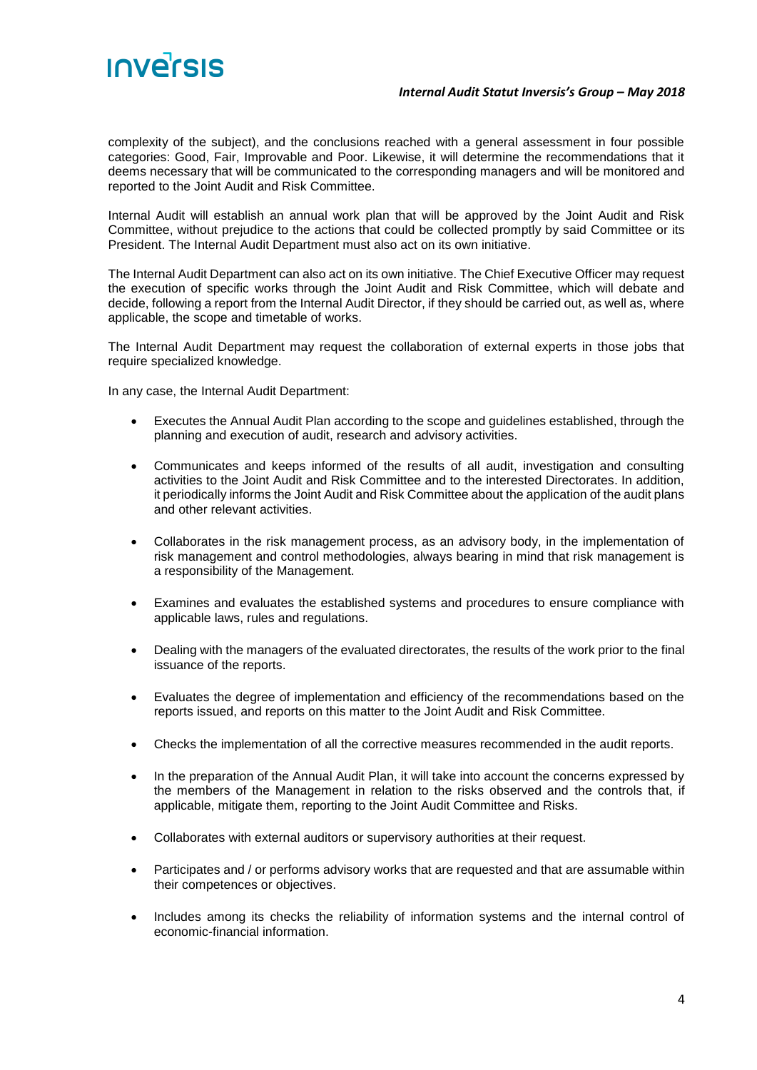complexity of the subject), and the conclusions reached with a general assessment in four possible categories: Good, Fair, Improvable and Poor. Likewise, it will determine the recommendations that it deems necessary that will be communicated to the corresponding managers and will be monitored and reported to the Joint Audit and Risk Committee.

Internal Audit will establish an annual work plan that will be approved by the Joint Audit and Risk Committee, without prejudice to the actions that could be collected promptly by said Committee or its President. The Internal Audit Department must also act on its own initiative.

The Internal Audit Department can also act on its own initiative. The Chief Executive Officer may request the execution of specific works through the Joint Audit and Risk Committee, which will debate and decide, following a report from the Internal Audit Director, if they should be carried out, as well as, where applicable, the scope and timetable of works.

The Internal Audit Department may request the collaboration of external experts in those jobs that require specialized knowledge.

In any case, the Internal Audit Department:

- Executes the Annual Audit Plan according to the scope and guidelines established, through the planning and execution of audit, research and advisory activities.
- Communicates and keeps informed of the results of all audit, investigation and consulting activities to the Joint Audit and Risk Committee and to the interested Directorates. In addition, it periodically informs the Joint Audit and Risk Committee about the application of the audit plans and other relevant activities.
- Collaborates in the risk management process, as an advisory body, in the implementation of risk management and control methodologies, always bearing in mind that risk management is a responsibility of the Management.
- Examines and evaluates the established systems and procedures to ensure compliance with applicable laws, rules and regulations.
- Dealing with the managers of the evaluated directorates, the results of the work prior to the final issuance of the reports.
- Evaluates the degree of implementation and efficiency of the recommendations based on the reports issued, and reports on this matter to the Joint Audit and Risk Committee.
- Checks the implementation of all the corrective measures recommended in the audit reports.
- In the preparation of the Annual Audit Plan, it will take into account the concerns expressed by the members of the Management in relation to the risks observed and the controls that, if applicable, mitigate them, reporting to the Joint Audit Committee and Risks.
- Collaborates with external auditors or supervisory authorities at their request.
- Participates and / or performs advisory works that are requested and that are assumable within their competences or objectives.
- Includes among its checks the reliability of information systems and the internal control of economic-financial information.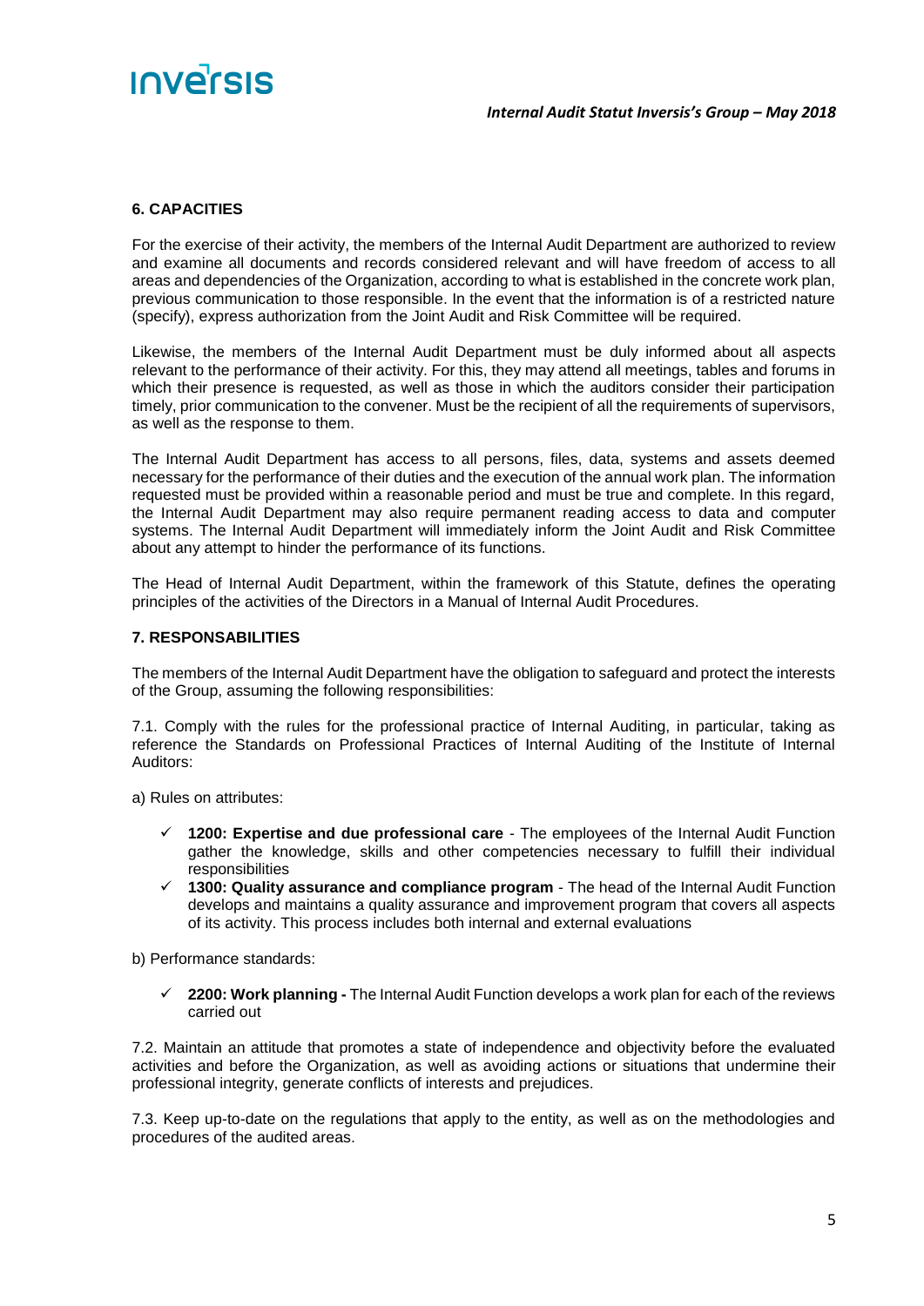## 6. CAPACITIES

For the exercise of their activity, the members of the Internal Audit Department are authorized to review and examine all documents and records considered relevant and will have freedom of access to all areas and dependencies of the Organization, according to what is established in the concrete work plan, previous communication to those responsible. In the event that the information is of a restricted nature (specify), express authorization from the Joint Audit and Risk Committee will be required.

Likewise, the members of the Internal Audit Department must be duly informed about all aspects relevant to the performance of their activity. For this, they may attend all meetings, tables and forums in which their presence is requested, as well as those in which the auditors consider their participation timely, prior communication to the convener. Must be the recipient of all the requirements of supervisors, as well as the response to them.

The Internal Audit Department has access to all persons, files, data, systems and assets deemed necessary for the performance of their duties and the execution of the annual work plan. The information requested must be provided within a reasonable period and must be true and complete. In this regard, the Internal Audit Department may also require permanent reading access to data and computer systems. The Internal Audit Department will immediately inform the Joint Audit and Risk Committee about any attempt to hinder the performance of its functions.

The Head of Internal Audit Department, within the framework of this Statute, defines the operating principles of the activities of the Directors in a Manual of Internal Audit Procedures.

## 7. RESPONSABILITIES

The members of the Internal Audit Department have the obligation to safeguard and protect the interests of the Group, assuming the following responsibilities:

7.1. Comply with the rules for the professional practice of Internal Auditing, in particular, taking as reference the Standards on Professional Practices of Internal Auditing of the Institute of Internal Auditors:

a) Rules on attributes:

- ✓ **1200: Expertise and due professional care** - The employees of the Internal Audit Function gather the knowledge, skills and other competencies necessary to fulfill their individual responsibilities
- ✓ **1300: Quality assurance and compliance program** - The head of the Internal Audit Function develops and maintains a quality assurance and improvement program that covers all aspects of its activity. This process includes both internal and external evaluations

b) Performance standards:

- ✓ **2200: Work planning -** The Internal Audit Function develops a work plan for each of the reviews carried out

7.2. Maintain an attitude that promotes a state of independence and objectivity before the evaluated activities and before the Organization, as well as avoiding actions or situations that undermine their professional integrity, generate conflicts of interests and prejudices.

7.3. Keep up-to-date on the regulations that apply to the entity, as well as on the methodologies and procedures of the audited areas.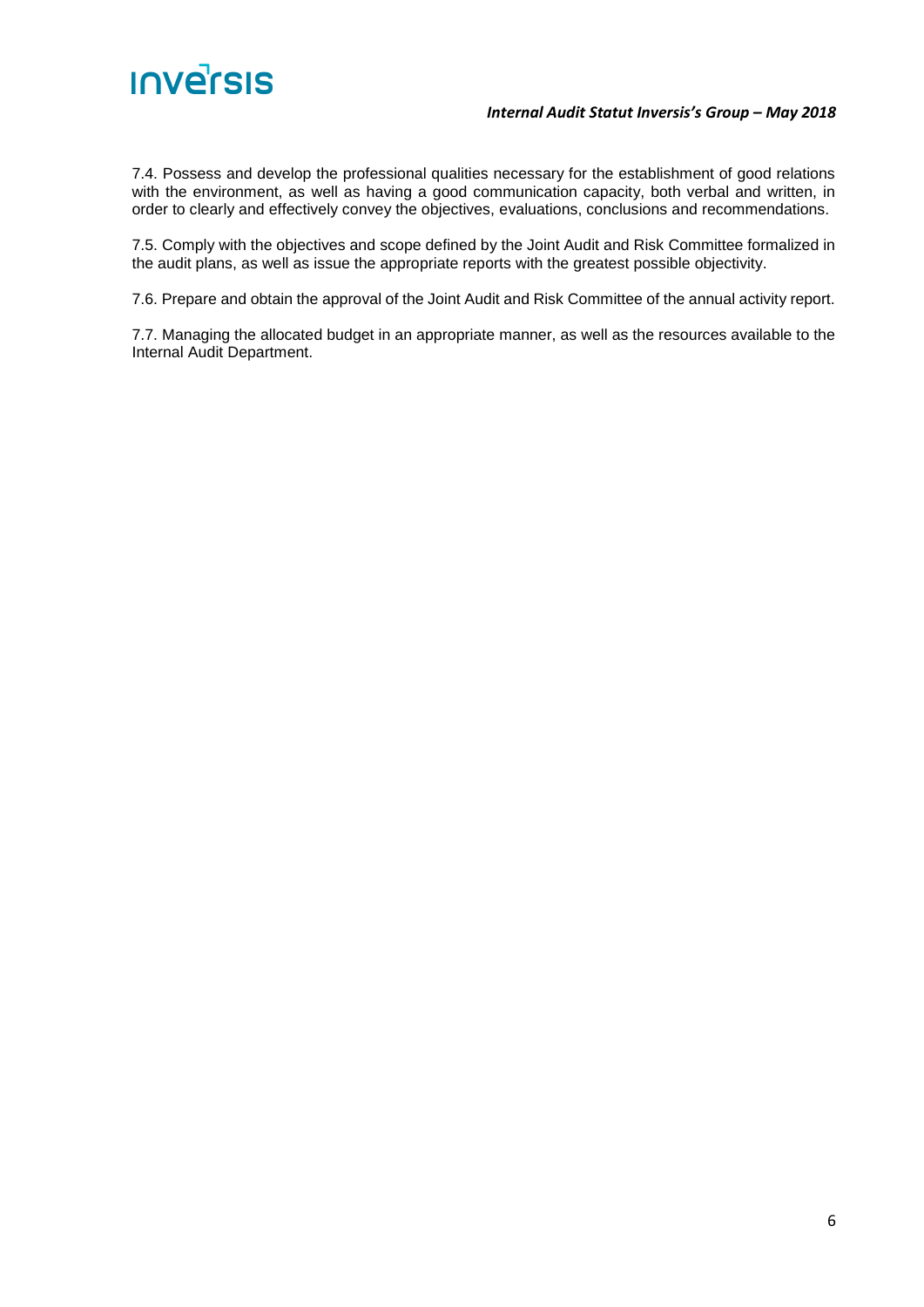7.4. Possess and develop the professional qualities necessary for the establishment of good relations with the environment, as well as having a good communication capacity, both verbal and written, in order to clearly and effectively convey the objectives, evaluations, conclusions and recommendations.

7.5. Comply with the objectives and scope defined by the Joint Audit and Risk Committee formalized in the audit plans, as well as issue the appropriate reports with the greatest possible objectivity.

7.6. Prepare and obtain the approval of the Joint Audit and Risk Committee of the annual activity report.

7.7. Managing the allocated budget in an appropriate manner, as well as the resources available to the Internal Audit Department.